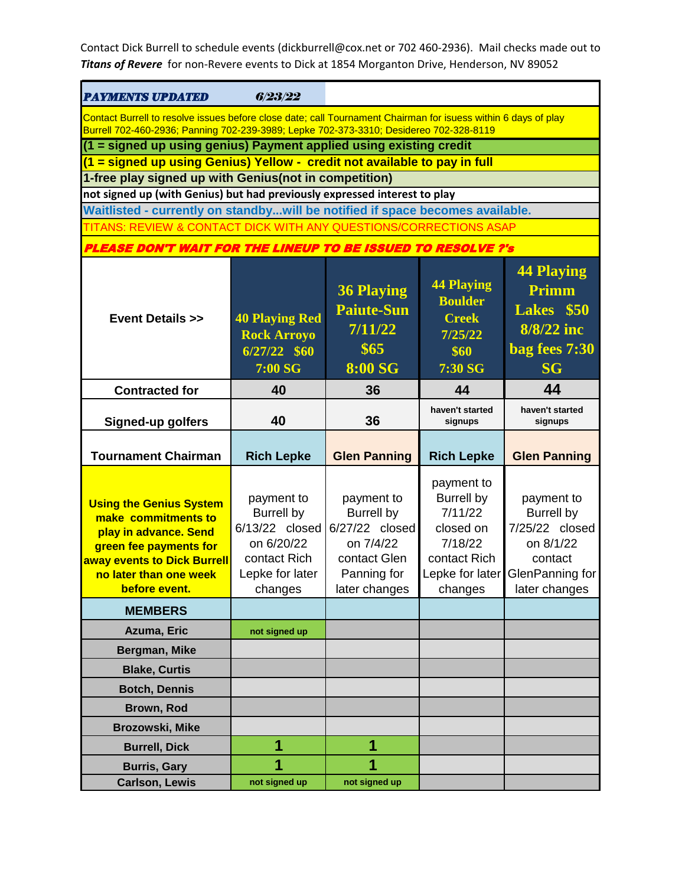Contact Dick Burrell to schedule events (dickburrell@cox.net or 702 460-2936). Mail checks made out to ***Titans of Revere*** for non-Revere events to Dick at 1854 Morganton Drive, Henderson, NV 89052

***PAYMENTS UPDATED*** ***6/23/22***

Contact Burrell to resolve issues before close date; call Tournament Chairman for isuess within 6 days of play
Burrell 702-460-2936; Panning 702-239-3989; Lepke 702-373-3310; Desidereo 702-328-8119

**(1 = signed up using genius) Payment applied using existing credit**

**(1 = signed up using Genius) Yellow - credit not available to pay in full**

**1-free play signed up with Genius(not in competition)**

**not signed up (with Genius) but had previously expressed interest to play**

**Waitlisted - currently on standby...will be notified if space becomes available.**

TITANS: REVIEW & CONTACT DICK WITH ANY QUESTIONS/CORRECTIONS ASAP

***PLEASE DON'T WAIT FOR THE LINEUP TO BE ISSUED TO RESOLVE ?'s***

| Event Details >> | 40 Playing Red Rock Arroyo 6/27/22 $60 7:00 SG | 36 Playing Paiute-Sun 7/11/22 $65 8:00 SG | 44 Playing Boulder Creek 7/25/22 $60 7:30 SG | 44 Playing Primm Lakes $50 8/8/22 inc bag fees 7:30 SG |
|---|---|---|---|---|
| Contracted for | 40 | 36 | 44 | 44 |
| Signed-up golfers | 40 | 36 | haven't started signups | haven't started signups |
| Tournament Chairman | Rich Lepke | Glen Panning | Rich Lepke | Glen Panning |
| Using the Genius System make commitments to play in advance. Send green fee payments for away events to Dick Burrell no later than one week before event. | payment to Burrell by 6/13/22 closed on 6/20/22 contact Rich Lepke for later changes | payment to Burrell by 6/27/22 closed on 7/4/22 contact Glen Panning for later changes | payment to Burrell by 7/11/22 closed on 7/18/22 contact Rich Lepke for later changes | payment to Burrell by 7/25/22 closed on 8/1/22 contact GlenPanning for later changes |
| **MEMBERS** | | | | |
| Azuma, Eric | not signed up | | | |
| Bergman, Mike | | | | |
| Blake, Curtis | | | | |
| Botch, Dennis | | | | |
| Brown, Rod | | | | |
| Brozowski, Mike | | | | |
| Burrell, Dick | 1 | 1 | | |
| Burris, Gary | 1 | 1 | | |
| Carlson, Lewis | not signed up | not signed up | | |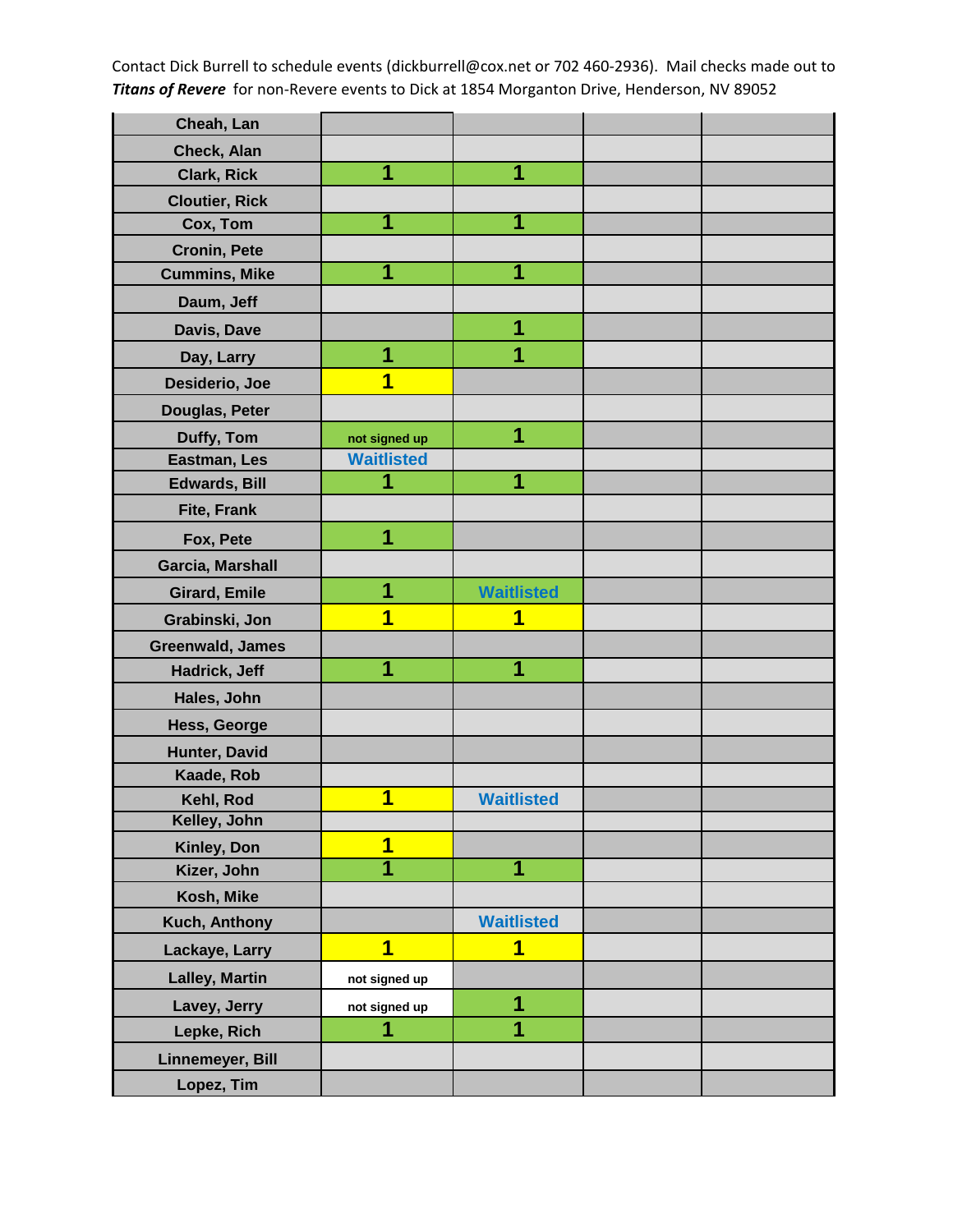Contact Dick Burrell to schedule events (dickburrell@cox.net or 702 460-2936). Mail checks made out to ***Titans of Revere*** for non-Revere events to Dick at 1854 Morganton Drive, Henderson, NV 89052

| | | | | |
|---|---|---|---|---|
| Cheah, Lan | | | | |
| Check, Alan | | | | |
| Clark, Rick | 1 | 1 | | |
| Cloutier, Rick | | | | |
| Cox, Tom | 1 | 1 | | |
| Cronin, Pete | | | | |
| Cummins, Mike | 1 | 1 | | |
| Daum, Jeff | | | | |
| Davis, Dave | | 1 | | |
| Day, Larry | 1 | 1 | | |
| Desiderio, Joe | 1 | | | |
| Douglas, Peter | | | | |
| Duffy, Tom | not signed up | 1 | | |
| Eastman, Les | Waitlisted | | | |
| Edwards, Bill | 1 | 1 | | |
| Fite, Frank | | | | |
| Fox, Pete | 1 | | | |
| Garcia, Marshall | | | | |
| Girard, Emile | 1 | Waitlisted | | |
| Grabinski, Jon | 1 | 1 | | |
| Greenwald, James | | | | |
| Hadrick, Jeff | 1 | 1 | | |
| Hales, John | | | | |
| Hess, George | | | | |
| Hunter, David | | | | |
| Kaade, Rob | | | | |
| Kehl, Rod | 1 | Waitlisted | | |
| Kelley, John | | | | |
| Kinley, Don | 1 | | | |
| Kizer, John | 1 | 1 | | |
| Kosh, Mike | | | | |
| Kuch, Anthony | | Waitlisted | | |
| Lackaye, Larry | 1 | 1 | | |
| Lalley, Martin | not signed up | | | |
| Lavey, Jerry | not signed up | 1 | | |
| Lepke, Rich | 1 | 1 | | |
| Linnemeyer, Bill | | | | |
| Lopez, Tim | | | | |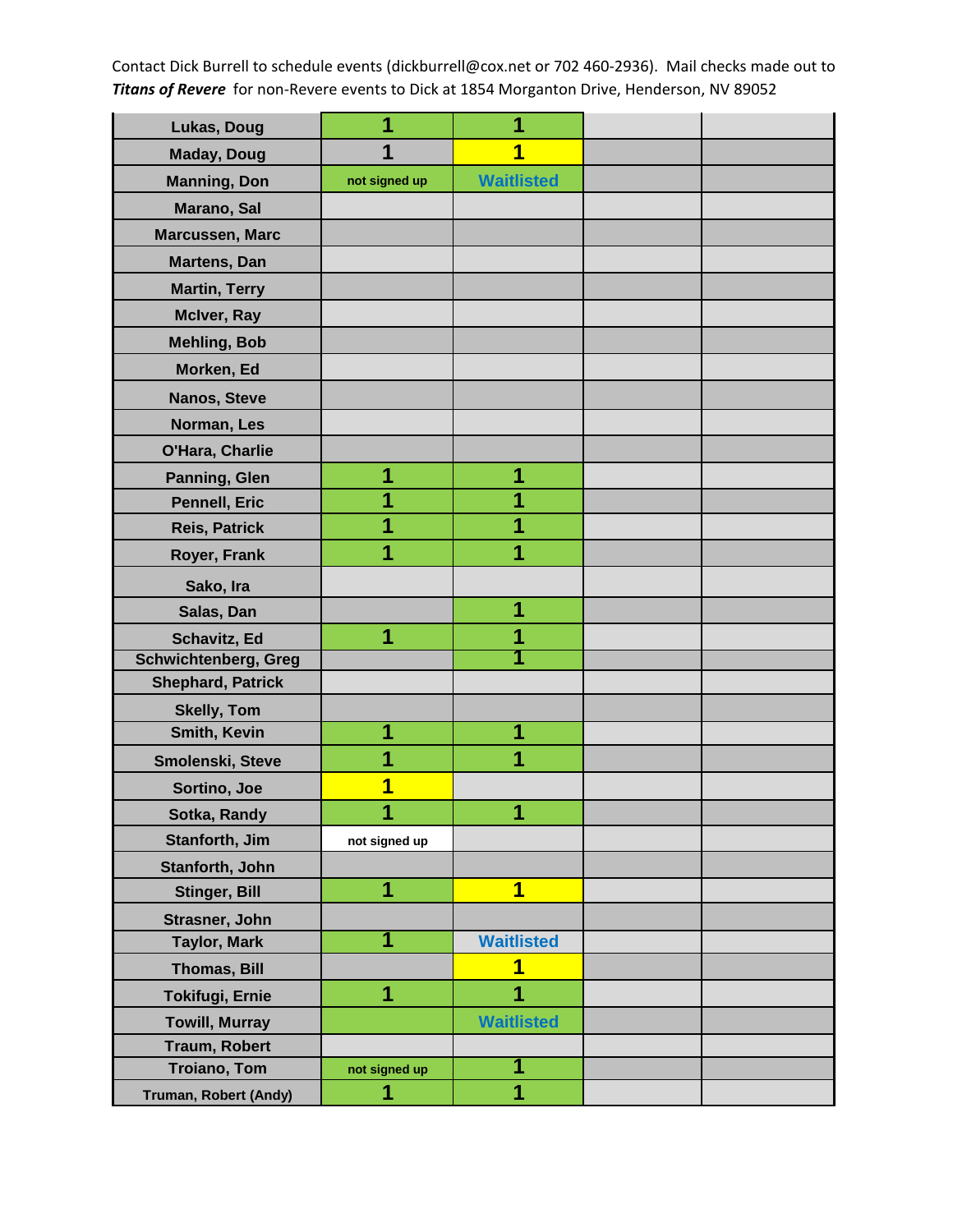Contact Dick Burrell to schedule events (dickburrell@cox.net or 702 460-2936). Mail checks made out to ***Titans of Revere*** for non-Revere events to Dick at 1854 Morganton Drive, Henderson, NV 89052

| | | | | |
|---|---|---|---|---|
| Lukas, Doug | 1 | 1 | | |
| Maday, Doug | 1 | 1 | | |
| Manning, Don | not signed up | Waitlisted | | |
| Marano, Sal | | | | |
| Marcussen, Marc | | | | |
| Martens, Dan | | | | |
| Martin, Terry | | | | |
| McIver, Ray | | | | |
| Mehling, Bob | | | | |
| Morken, Ed | | | | |
| Nanos, Steve | | | | |
| Norman, Les | | | | |
| O'Hara, Charlie | | | | |
| Panning, Glen | 1 | 1 | | |
| Pennell, Eric | 1 | 1 | | |
| Reis, Patrick | 1 | 1 | | |
| Royer, Frank | 1 | 1 | | |
| Sako, Ira | | | | |
| Salas, Dan | | 1 | | |
| Schavitz, Ed | 1 | 1 | | |
| Schwichtenberg, Greg | | 1 | | |
| Shephard, Patrick | | | | |
| Skelly, Tom | | | | |
| Smith, Kevin | 1 | 1 | | |
| Smolenski, Steve | 1 | 1 | | |
| Sortino, Joe | 1 | | | |
| Sotka, Randy | 1 | 1 | | |
| Stanforth, Jim | not signed up | | | |
| Stanforth, John | | | | |
| Stinger, Bill | 1 | 1 | | |
| Strasner, John | | | | |
| Taylor, Mark | 1 | Waitlisted | | |
| Thomas, Bill | | 1 | | |
| Tokifugi, Ernie | 1 | 1 | | |
| Towill, Murray | | Waitlisted | | |
| Traum, Robert | | | | |
| Troiano, Tom | not signed up | 1 | | |
| Truman, Robert (Andy) | 1 | 1 | | |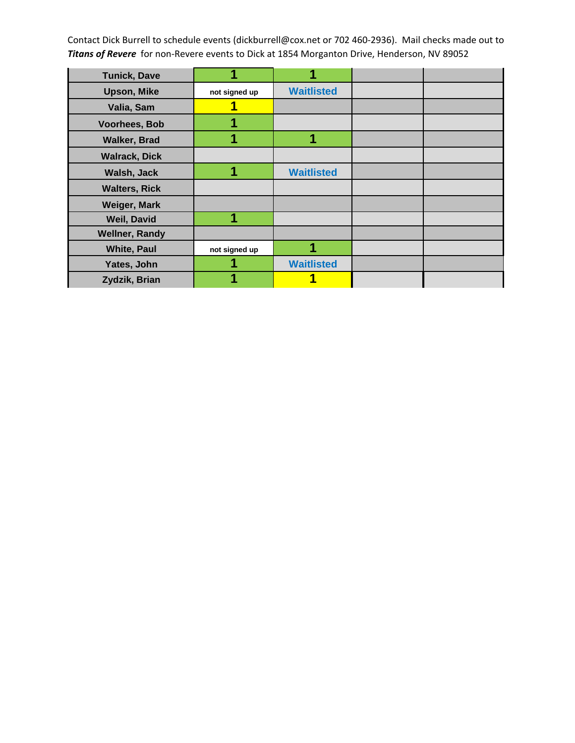Contact Dick Burrell to schedule events (dickburrell@cox.net or 702 460-2936).  Mail checks made out to ***Titans of Revere*** for non-Revere events to Dick at 1854 Morganton Drive, Henderson, NV 89052

| | | | | |
|---|---|---|---|---|
| Tunick, Dave | 1 | 1 | | |
| Upson, Mike | not signed up | Waitlisted | | |
| Valia, Sam | 1 | | | |
| Voorhees, Bob | 1 | | | |
| Walker, Brad | 1 | 1 | | |
| Walrack, Dick | | | | |
| Walsh, Jack | 1 | Waitlisted | | |
| Walters, Rick | | | | |
| Weiger, Mark | | | | |
| Weil, David | 1 | | | |
| Wellner, Randy | | | | |
| White, Paul | not signed up | 1 | | |
| Yates, John | 1 | Waitlisted | | |
| Zydzik, Brian | 1 | 1 | | |